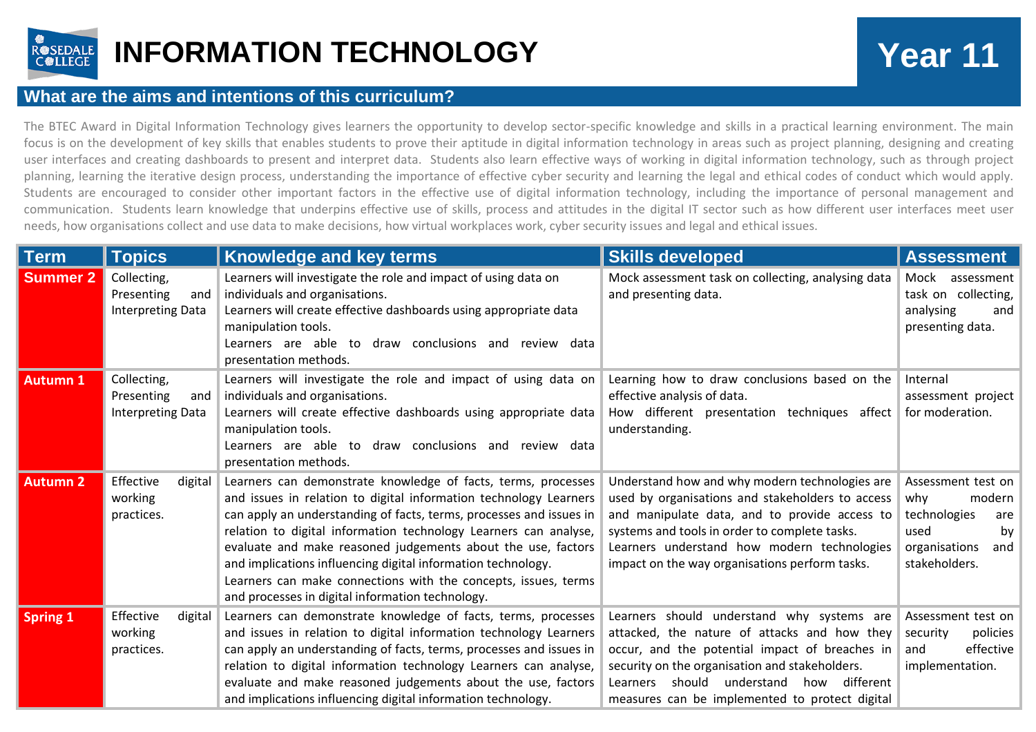# INFORMATION TECHNOLOGY

## Year 11

## What are the aims and intentions of this curriculum?

The BTEC Award in Digital Information Technology gives learners the opportunity to develop sector-specific knowledge and skills in a practical learning environment. The main focus is on the development of key skills that enables students to prove their aptitude in digital information technology in areas such as project planning, designing and creating user interfaces and creating dashboards to present and interpret data. Students also learn effective ways of working in digital information technology, such as through project planning, learning the iterative design process, understanding the importance of effective cyber security and learning the legal and ethical codes of conduct which would apply. Students are encouraged to consider other important factors in the effective use of digital information technology, including the importance of personal management and communication. Students learn knowledge that underpins effective use of skills, process and attitudes in the digital IT sector such as how different user interfaces meet user needs, how organisations collect and use data to make decisions, how virtual workplaces work, cyber security issues and legal and ethical issues.

| Term | Topics | Knowledge and key terms | Skills developed | Assessment |
|---|---|---|---|---|
| **Summer 2** | Collecting, Presenting and Interpreting Data | Learners will investigate the role and impact of using data on individuals and organisations.<br>Learners will create effective dashboards using appropriate data manipulation tools.<br>Learners are able to draw conclusions and review data presentation methods. | Mock assessment task on collecting, analysing data and presenting data. | Mock assessment task on collecting, analysing and presenting data. |
| **Autumn 1** | Collecting, Presenting and Interpreting Data | Learners will investigate the role and impact of using data on individuals and organisations.<br>Learners will create effective dashboards using appropriate data manipulation tools.<br>Learners are able to draw conclusions and review data presentation methods. | Learning how to draw conclusions based on the effective analysis of data.<br>How different presentation techniques affect understanding. | Internal assessment project for moderation. |
| **Autumn 2** | Effective digital working practices. | Learners can demonstrate knowledge of facts, terms, processes and issues in relation to digital information technology Learners can apply an understanding of facts, terms, processes and issues in relation to digital information technology Learners can analyse, evaluate and make reasoned judgements about the use, factors and implications influencing digital information technology.<br>Learners can make connections with the concepts, issues, terms and processes in digital information technology. | Understand how and why modern technologies are used by organisations and stakeholders to access and manipulate data, and to provide access to systems and tools in order to complete tasks.<br>Learners understand how modern technologies impact on the way organisations perform tasks. | Assessment test on why modern technologies are used by organisations and stakeholders. |
| **Spring 1** | Effective digital working practices. | Learners can demonstrate knowledge of facts, terms, processes and issues in relation to digital information technology Learners can apply an understanding of facts, terms, processes and issues in relation to digital information technology Learners can analyse, evaluate and make reasoned judgements about the use, factors and implications influencing digital information technology. | Learners should understand why systems are attacked, the nature of attacks and how they occur, and the potential impact of breaches in security on the organisation and stakeholders.<br>Learners should understand how different measures can be implemented to protect digital | Assessment test on security policies and effective implementation. |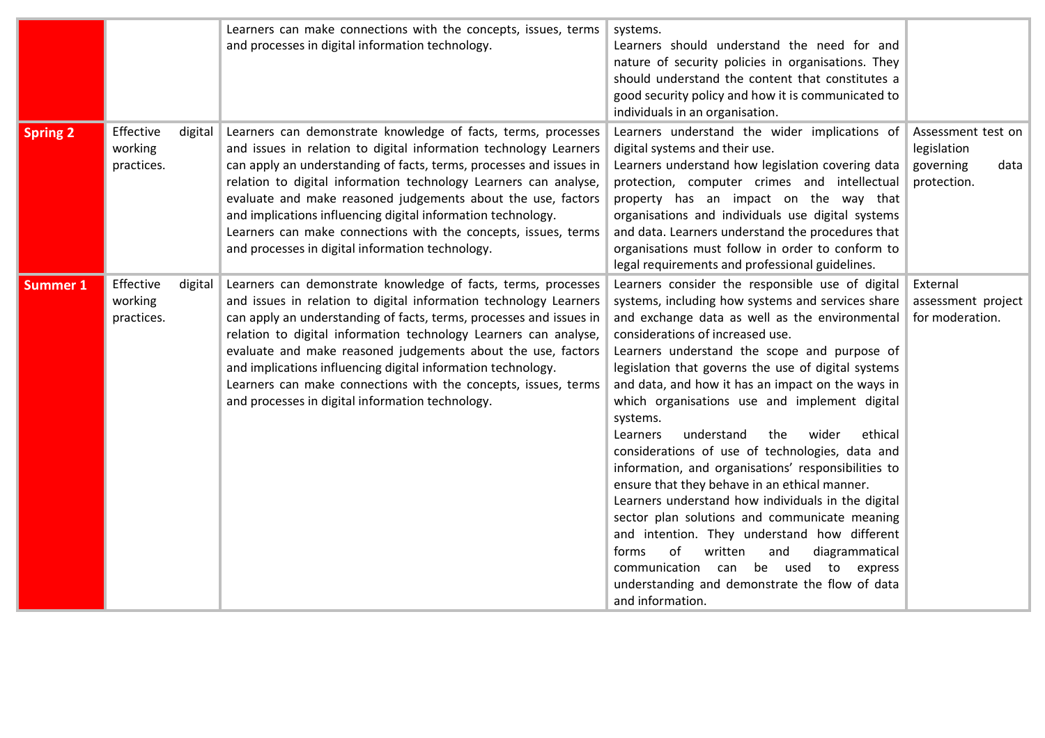| | | | | |
|---|---|---|---|---|
| | | Learners can make connections with the concepts, issues, terms and processes in digital information technology. | systems.<br>Learners should understand the need for and nature of security policies in organisations. They should understand the content that constitutes a good security policy and how it is communicated to individuals in an organisation. | |
| **Spring 2** | Effective digital working practices. | Learners can demonstrate knowledge of facts, terms, processes and issues in relation to digital information technology Learners can apply an understanding of facts, terms, processes and issues in relation to digital information technology Learners can analyse, evaluate and make reasoned judgements about the use, factors and implications influencing digital information technology.<br>Learners can make connections with the concepts, issues, terms and processes in digital information technology. | Learners understand the wider implications of digital systems and their use.<br>Learners understand how legislation covering data protection, computer crimes and intellectual property has an impact on the way that organisations and individuals use digital systems and data. Learners understand the procedures that organisations must follow in order to conform to legal requirements and professional guidelines. | Assessment test on legislation governing data protection. |
| **Summer 1** | Effective digital working practices. | Learners can demonstrate knowledge of facts, terms, processes and issues in relation to digital information technology Learners can apply an understanding of facts, terms, processes and issues in relation to digital information technology Learners can analyse, evaluate and make reasoned judgements about the use, factors and implications influencing digital information technology.<br>Learners can make connections with the concepts, issues, terms and processes in digital information technology. | Learners consider the responsible use of digital systems, including how systems and services share and exchange data as well as the environmental considerations of increased use.<br>Learners understand the scope and purpose of legislation that governs the use of digital systems and data, and how it has an impact on the ways in which organisations use and implement digital systems.<br>Learners understand the wider ethical considerations of use of technologies, data and information, and organisations' responsibilities to ensure that they behave in an ethical manner.<br>Learners understand how individuals in the digital sector plan solutions and communicate meaning and intention. They understand how different forms of written and diagrammatical communication can be used to express understanding and demonstrate the flow of data and information. | External assessment project for moderation. |